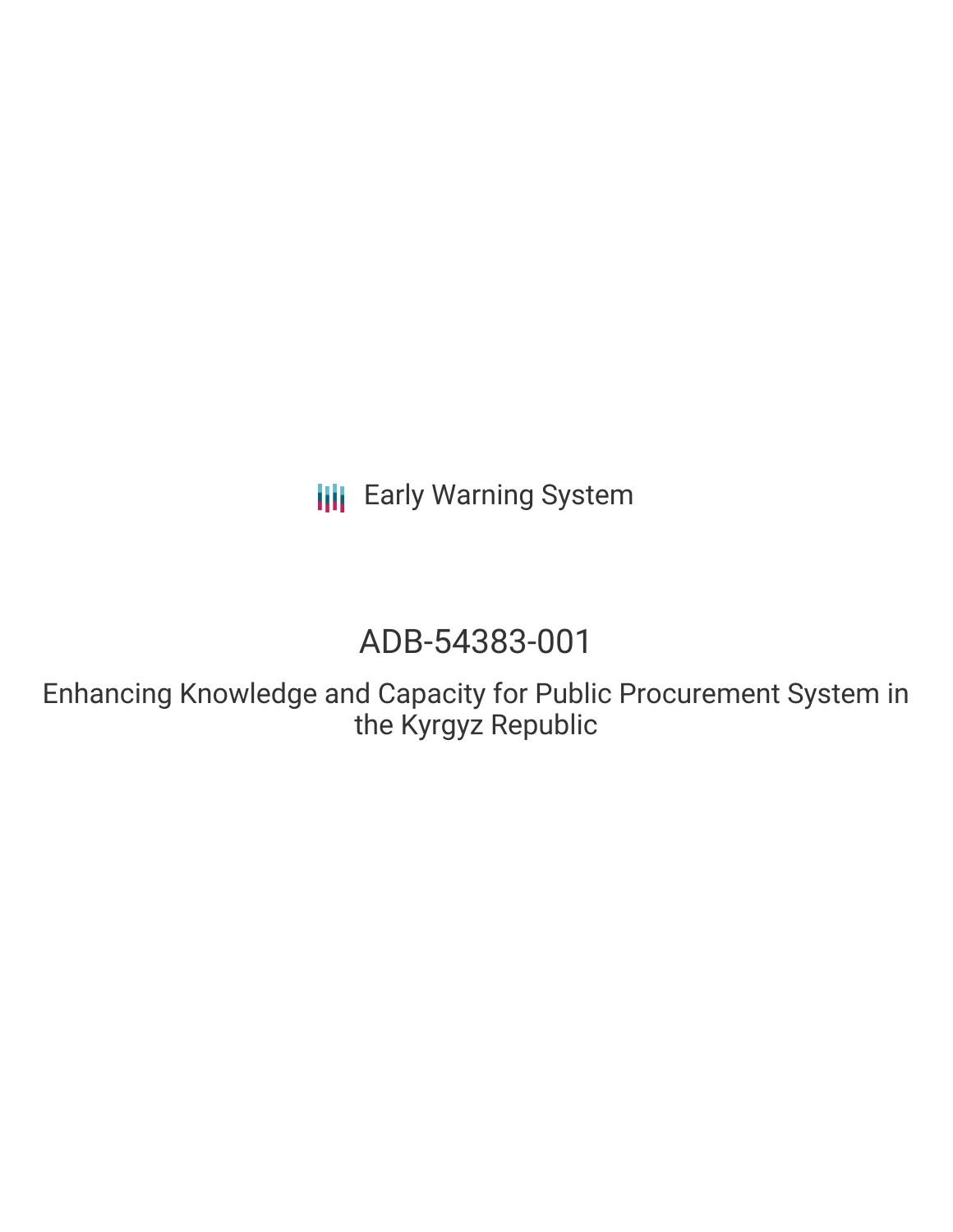Early Warning System

# ADB-54383-001

## Enhancing Knowledge and Capacity for Public Procurement System in the Kyrgyz Republic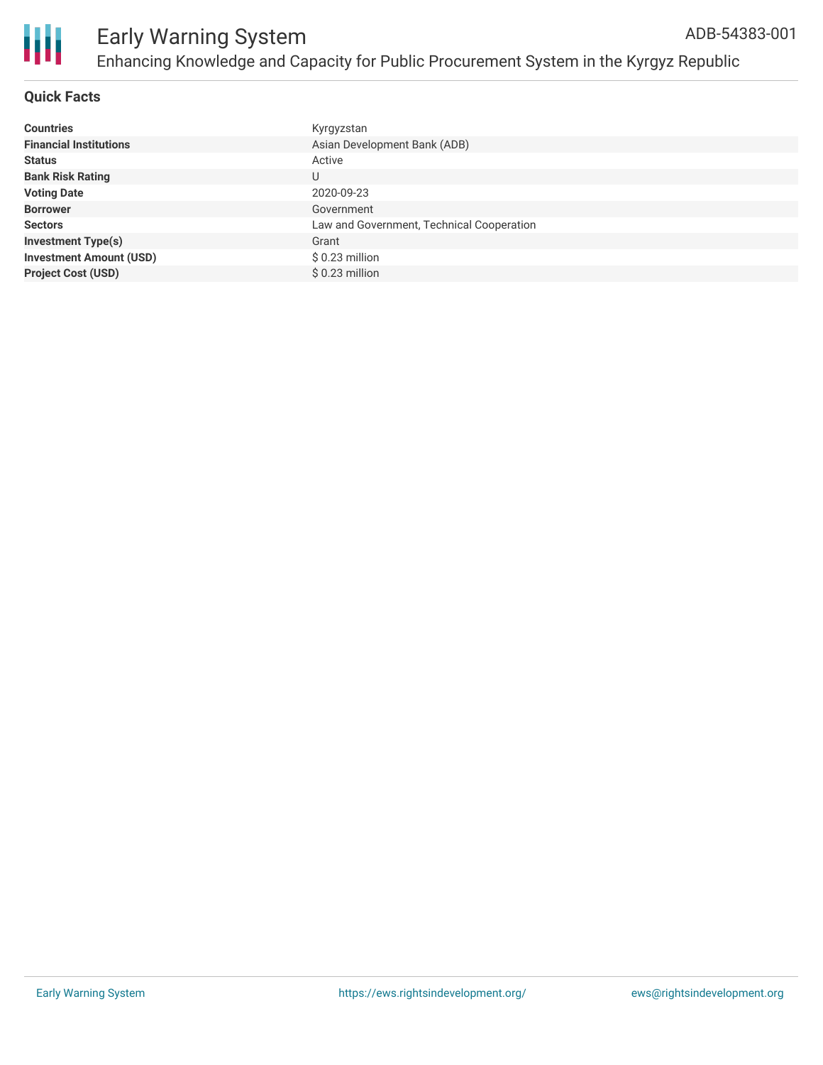# Early Warning System

## Enhancing Knowledge and Capacity for Public Procurement System in the Kyrgyz Republic

ADB-54383-001

### Quick Facts

| | |
|---|---|
| **Countries** | Kyrgyzstan |
| **Financial Institutions** | Asian Development Bank (ADB) |
| **Status** | Active |
| **Bank Risk Rating** | U |
| **Voting Date** | 2020-09-23 |
| **Borrower** | Government |
| **Sectors** | Law and Government, Technical Cooperation |
| **Investment Type(s)** | Grant |
| **Investment Amount (USD)** | $ 0.23 million |
| **Project Cost (USD)** | $ 0.23 million |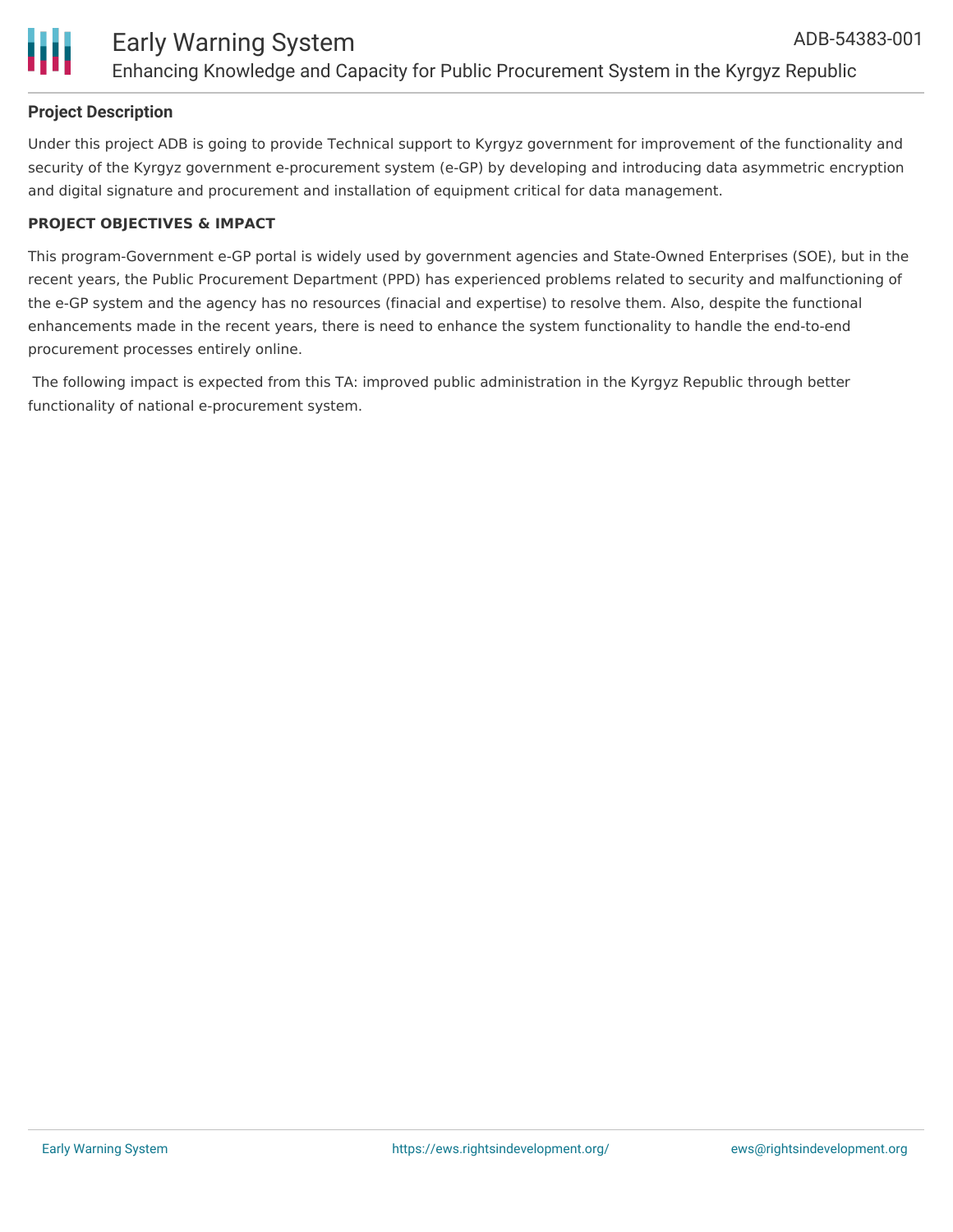## Project Description

Under this project ADB is going to provide Technical support to Kyrgyz government for improvement of the functionality and security of the Kyrgyz government e-procurement system (e-GP) by developing and introducing data asymmetric encryption and digital signature and procurement and installation of equipment critical for data management.

### PROJECT OBJECTIVES & IMPACT

This program-Government e-GP portal is widely used by government agencies and State-Owned Enterprises (SOE), but in the recent years, the Public Procurement Department (PPD) has experienced problems related to security and malfunctioning of the e-GP system and the agency has no resources (finacial and expertise) to resolve them. Also, despite the functional enhancements made in the recent years, there is need to enhance the system functionality to handle the end-to-end procurement processes entirely online.

The following impact is expected from this TA: improved public administration in the Kyrgyz Republic through better functionality of national e-procurement system.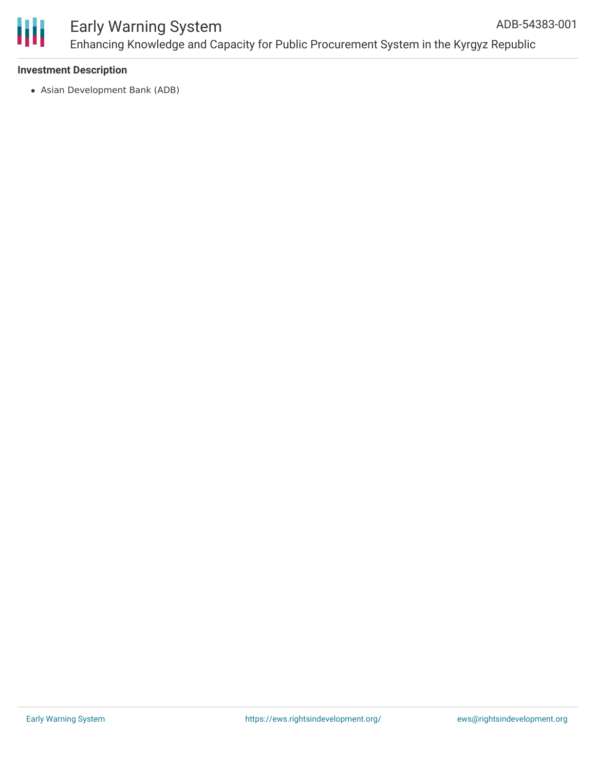**Investment Description**

- Asian Development Bank (ADB)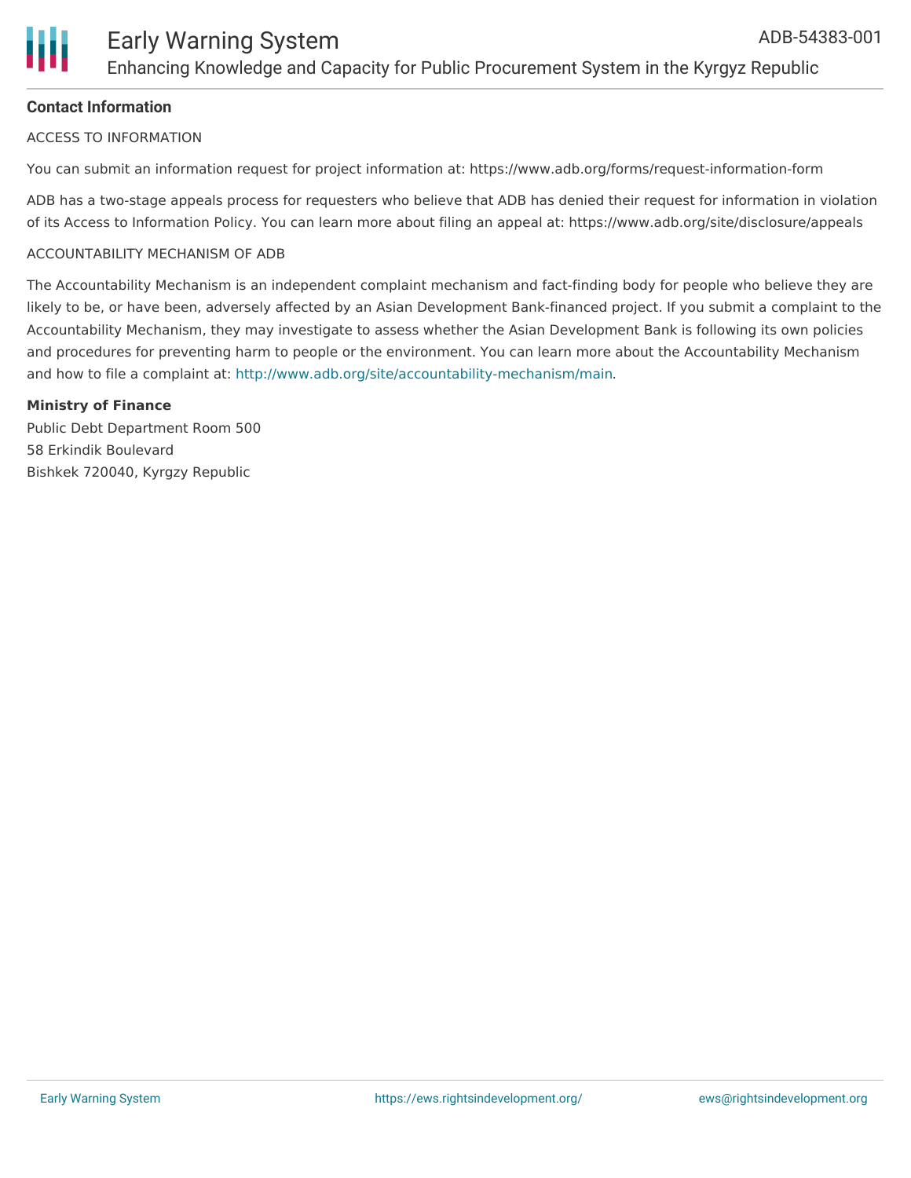## Contact Information

ACCESS TO INFORMATION

You can submit an information request for project information at: https://www.adb.org/forms/request-information-form

ADB has a two-stage appeals process for requesters who believe that ADB has denied their request for information in violation of its Access to Information Policy. You can learn more about filing an appeal at: https://www.adb.org/site/disclosure/appeals

ACCOUNTABILITY MECHANISM OF ADB

The Accountability Mechanism is an independent complaint mechanism and fact-finding body for people who believe they are likely to be, or have been, adversely affected by an Asian Development Bank-financed project. If you submit a complaint to the Accountability Mechanism, they may investigate to assess whether the Asian Development Bank is following its own policies and procedures for preventing harm to people or the environment. You can learn more about the Accountability Mechanism and how to file a complaint at: http://www.adb.org/site/accountability-mechanism/main.

**Ministry of Finance**
Public Debt Department Room 500
58 Erkindik Boulevard
Bishkek 720040, Kyrgzy Republic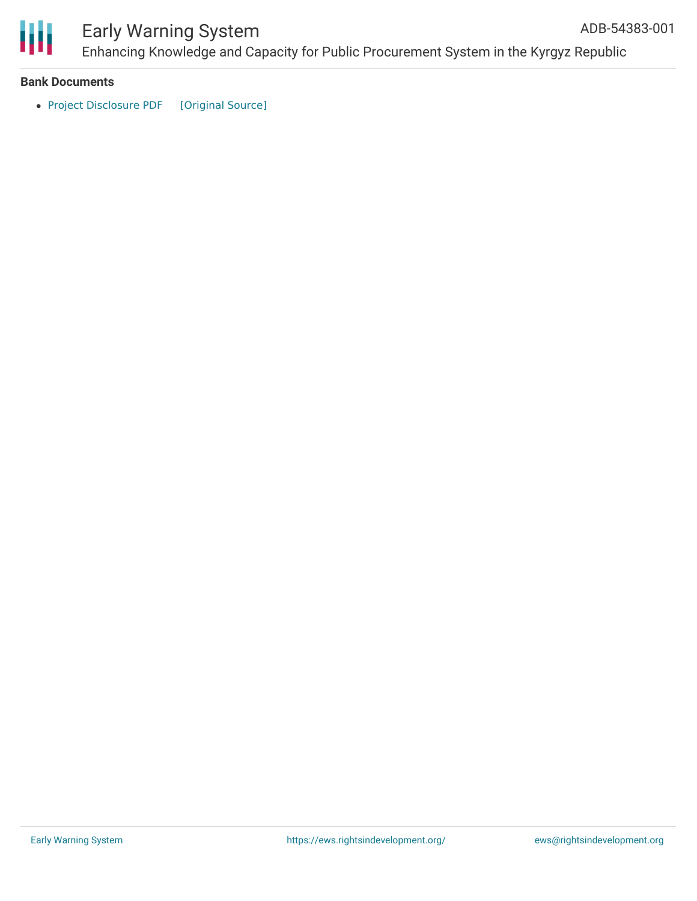### Bank Documents

- Project Disclosure PDF [Original Source]